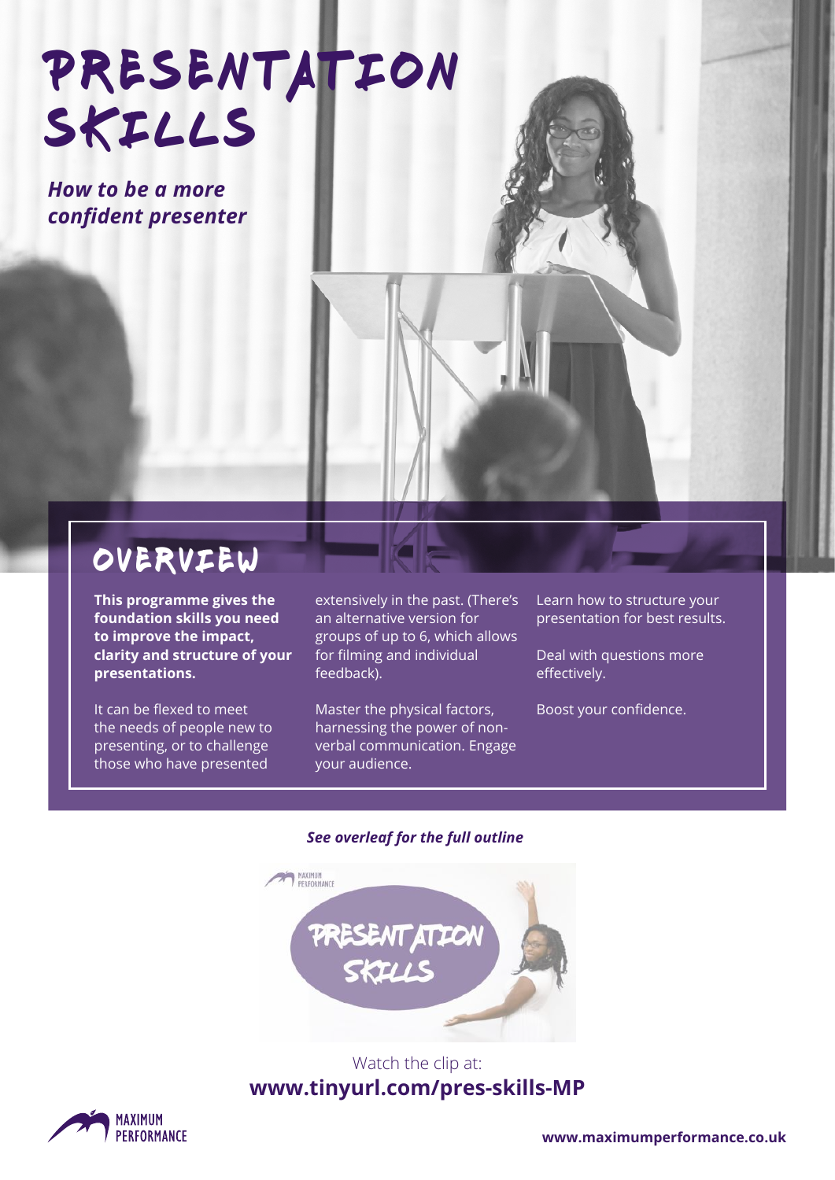# PRESENTATION SKILLS

***How to be a more confident presenter***

## OVERVIEW

**This programme gives the foundation skills you need to improve the impact, clarity and structure of your presentations.**

It can be flexed to meet the needs of people new to presenting, or to challenge those who have presented extensively in the past. (There's an alternative version for groups of up to 6, which allows for filming and individual feedback).

Master the physical factors, harnessing the power of non-verbal communication. Engage your audience.

Learn how to structure your presentation for best results.

Deal with questions more effectively.

Boost your confidence.

***See overleaf for the full outline***

Watch the clip at:
**www.tinyurl.com/pres-skills-MP**

MAXIMUM PERFORMANCE

**www.maximumperformance.co.uk**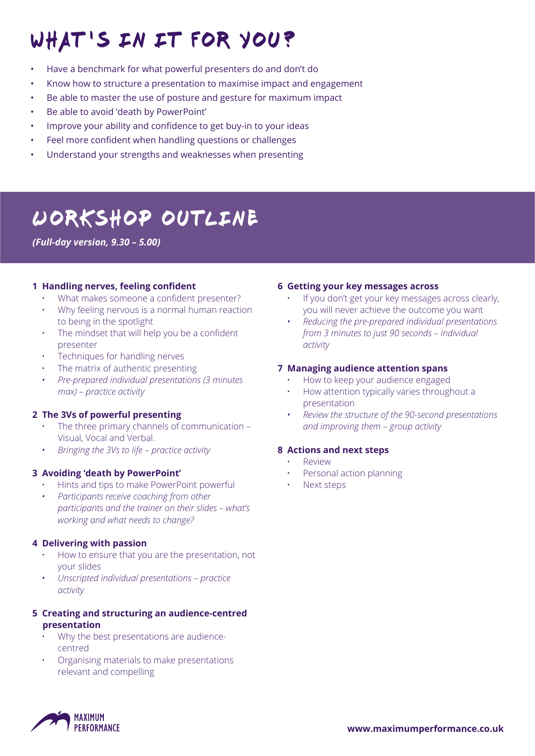# WHAT'S IN IT FOR YOU?

- Have a benchmark for what powerful presenters do and don't do
- Know how to structure a presentation to maximise impact and engagement
- Be able to master the use of posture and gesture for maximum impact
- Be able to avoid 'death by PowerPoint'
- Improve your ability and confidence to get buy-in to your ideas
- Feel more confident when handling questions or challenges
- Understand your strengths and weaknesses when presenting

# WORKSHOP OUTLINE

***(Full-day version, 9.30 – 5.00)***

### 1 Handling nerves, feeling confident

- What makes someone a confident presenter?
- Why feeling nervous is a normal human reaction to being in the spotlight
- The mindset that will help you be a confident presenter
- Techniques for handling nerves
- The matrix of authentic presenting
- *Pre-prepared individual presentations (3 minutes max) – practice activity*

### 2 The 3Vs of powerful presenting

- The three primary channels of communication – Visual, Vocal and Verbal.
- *Bringing the 3Vs to life – practice activity*

### 3 Avoiding 'death by PowerPoint'

- Hints and tips to make PowerPoint powerful
- *Participants receive coaching from other participants and the trainer on their slides – what's working and what needs to change?*

### 4 Delivering with passion

- How to ensure that you are the presentation, not your slides
- *Unscripted individual presentations – practice activity*

### 5 Creating and structuring an audience-centred presentation

- Why the best presentations are audience-centred
- Organising materials to make presentations relevant and compelling

### 6 Getting your key messages across

- If you don't get your key messages across clearly, you will never achieve the outcome you want
- *Reducing the pre-prepared individual presentations from 3 minutes to just 90 seconds – individual activity*

### 7 Managing audience attention spans

- How to keep your audience engaged
- How attention typically varies throughout a presentation
- *Review the structure of the 90-second presentations and improving them – group activity*

### 8 Actions and next steps

- Review
- Personal action planning
- Next steps

MAXIMUM PERFORMANCE

**www.maximumperformance.co.uk**